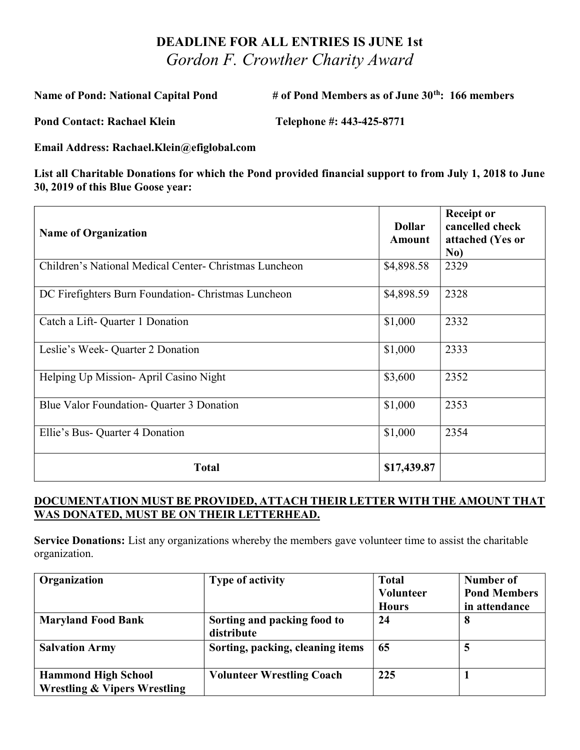# DEADLINE FOR ALL ENTRIES IS JUNE 1st

## *Gordon F. Crowther Charity Award*

**Name of Pond: National Capital Pond** **# of Pond Members as of June 30th: 166 members**

**Pond Contact: Rachael Klein** **Telephone #: 443-425-8771**

**Email Address: Rachael.Klein@efiglobal.com**

**List all Charitable Donations for which the Pond provided financial support to from July 1, 2018 to June 30, 2019 of this Blue Goose year:**

| Name of Organization | Dollar Amount | Receipt or cancelled check attached (Yes or No) |
|---|---|---|
| Children's National Medical Center- Christmas Luncheon | $4,898.58 | 2329 |
| DC Firefighters Burn Foundation- Christmas Luncheon | $4,898.59 | 2328 |
| Catch a Lift- Quarter 1 Donation | $1,000 | 2332 |
| Leslie's Week- Quarter 2 Donation | $1,000 | 2333 |
| Helping Up Mission- April Casino Night | $3,600 | 2352 |
| Blue Valor Foundation- Quarter 3 Donation | $1,000 | 2353 |
| Ellie's Bus- Quarter 4 Donation | $1,000 | 2354 |
| **Total** | **$17,439.87** | |

**DOCUMENTATION MUST BE PROVIDED, ATTACH THEIR LETTER WITH THE AMOUNT THAT WAS DONATED, MUST BE ON THEIR LETTERHEAD.**

**Service Donations:** List any organizations whereby the members gave volunteer time to assist the charitable organization.

| Organization | Type of activity | Total Volunteer Hours | Number of Pond Members in attendance |
|---|---|---|---|
| **Maryland Food Bank** | **Sorting and packing food to distribute** | **24** | **8** |
| **Salvation Army** | **Sorting, packing, cleaning items** | **65** | **5** |
| **Hammond High School Wrestling & Vipers Wrestling** | **Volunteer Wrestling Coach** | **225** | **1** |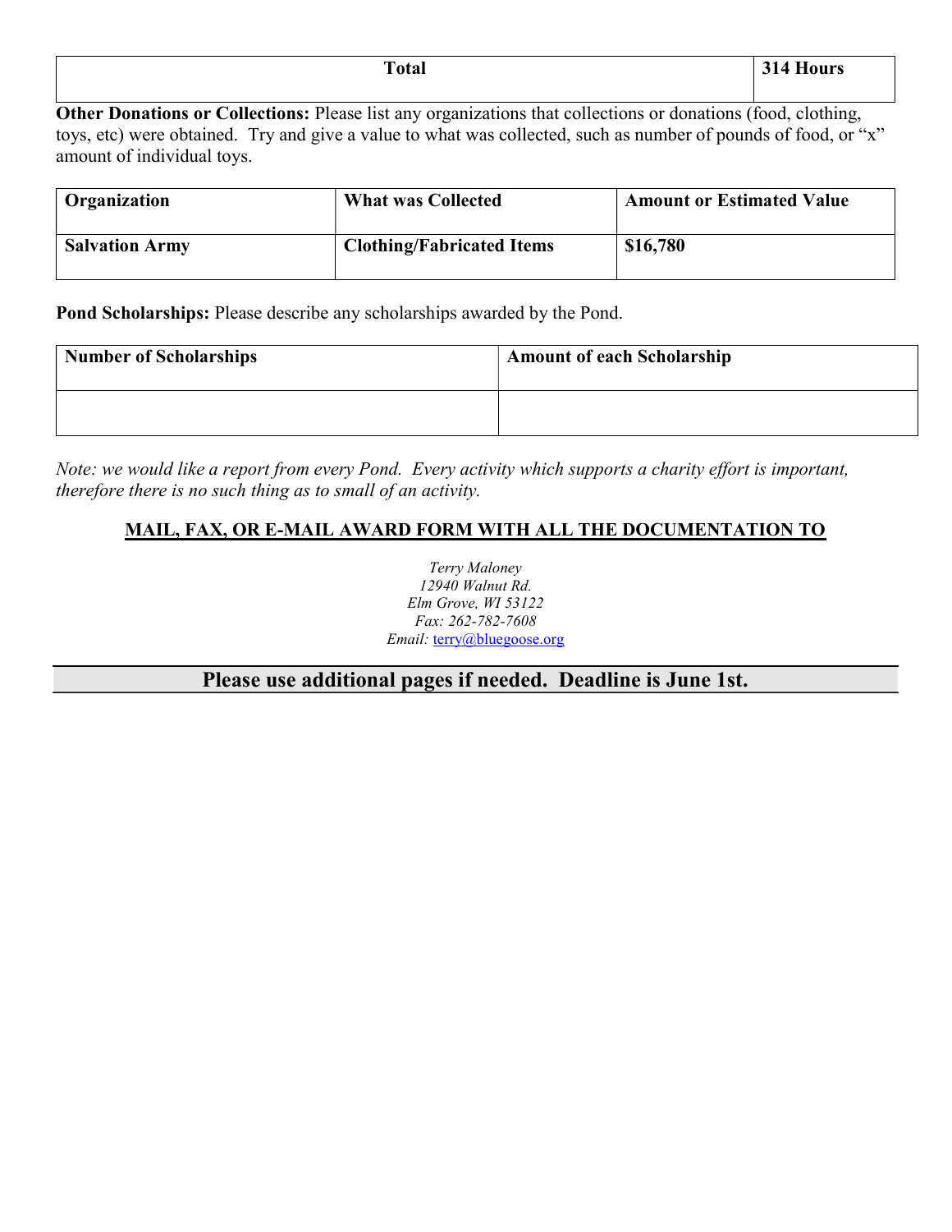| | |
|---|---|
| **Total** | **314 Hours** |

**Other Donations or Collections:** Please list any organizations that collections or donations (food, clothing, toys, etc) were obtained. Try and give a value to what was collected, such as number of pounds of food, or "x" amount of individual toys.

| Organization | What was Collected | Amount or Estimated Value |
|---|---|---|
| **Salvation Army** | **Clothing/Fabricated Items** | **$16,780** |

**Pond Scholarships:** Please describe any scholarships awarded by the Pond.

| Number of Scholarships | Amount of each Scholarship |
|---|---|
| | |

*Note: we would like a report from every Pond. Every activity which supports a charity effort is important, therefore there is no such thing as to small of an activity.*

**MAIL, FAX, OR E-MAIL AWARD FORM WITH ALL THE DOCUMENTATION TO**

*Terry Maloney*
*12940 Walnut Rd.*
*Elm Grove, WI 53122*
*Fax: 262-782-7608*
*Email:* terry@bluegoose.org

**Please use additional pages if needed. Deadline is June 1st.**